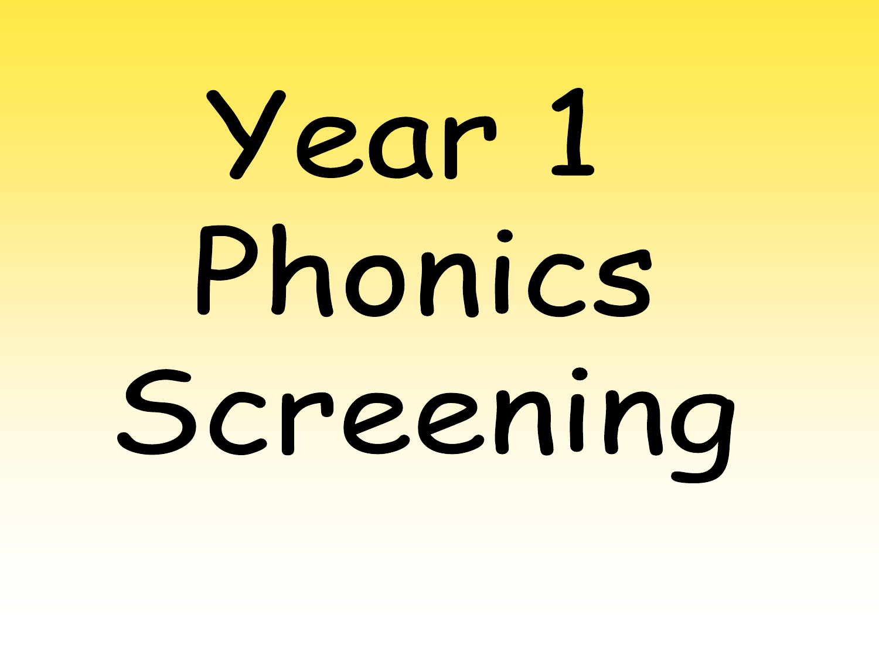# Year 1 Phonics Screening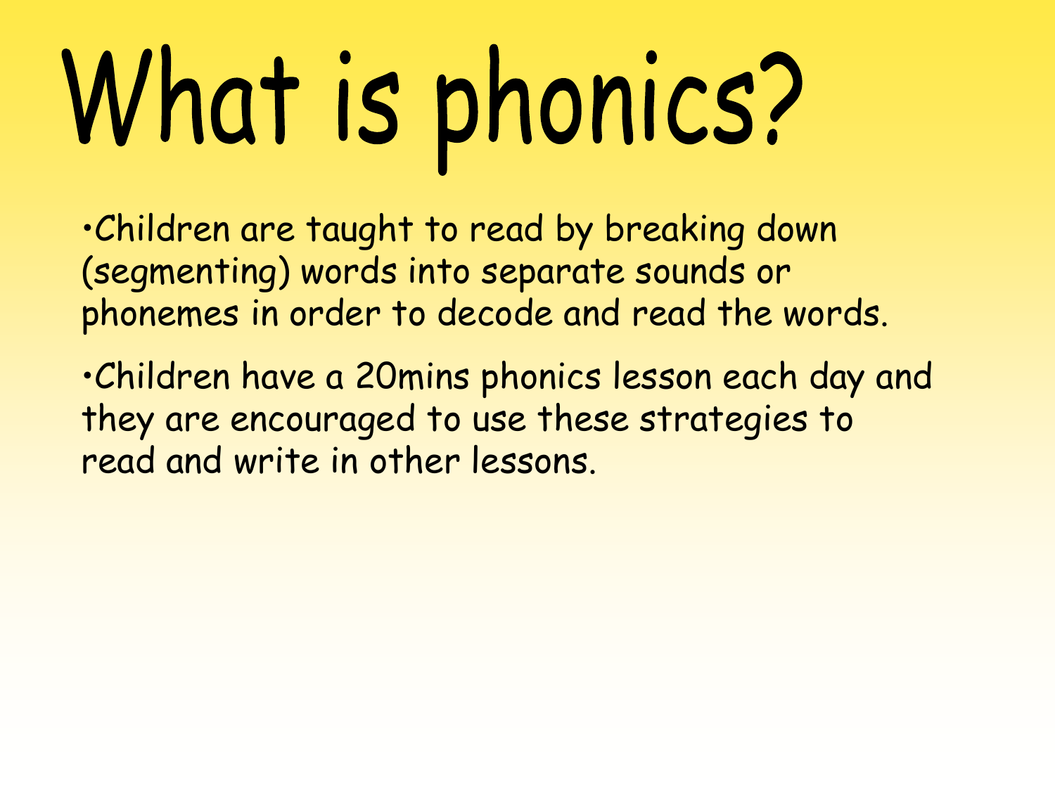# What is phonics?

- Children are taught to read by breaking down (segmenting) words into separate sounds or phonemes in order to decode and read the words.
- Children have a 20mins phonics lesson each day and they are encouraged to use these strategies to read and write in other lessons.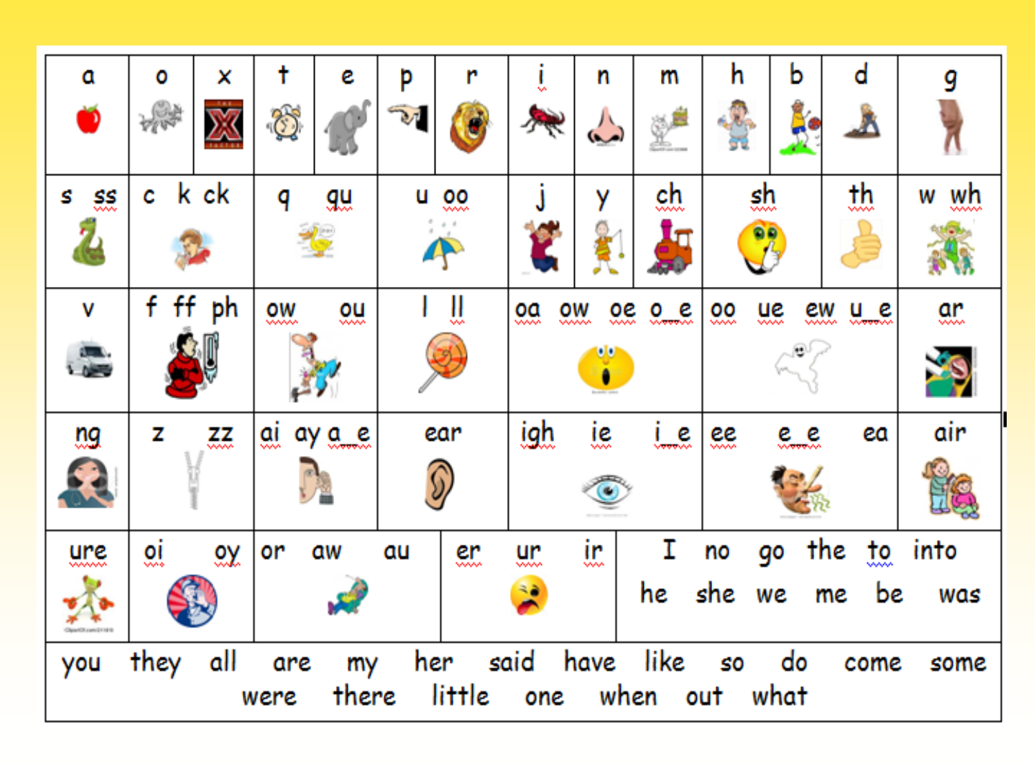| | | | | | | | | | | | | |
|---|---|---|---|---|---|---|---|---|---|---|---|---|
| a | o | x | t | e | p | r | i | n | m | h | b | d | g |
| s ss | c k ck | q qu | u oo | j | y | ch | sh | th | w wh |
| v | f ff ph | ow ou | l ll | oa ow oe o_e | oo ue ew u_e | ar |
| ng | z zz | ai ay a_e | ear | igh ie i_e | ee e_e ea | air |
| ure | oi oy | or aw au | er ur ir | I no go the to into he she we me be was |

you they all are my her said have like so do come some were there little one when out what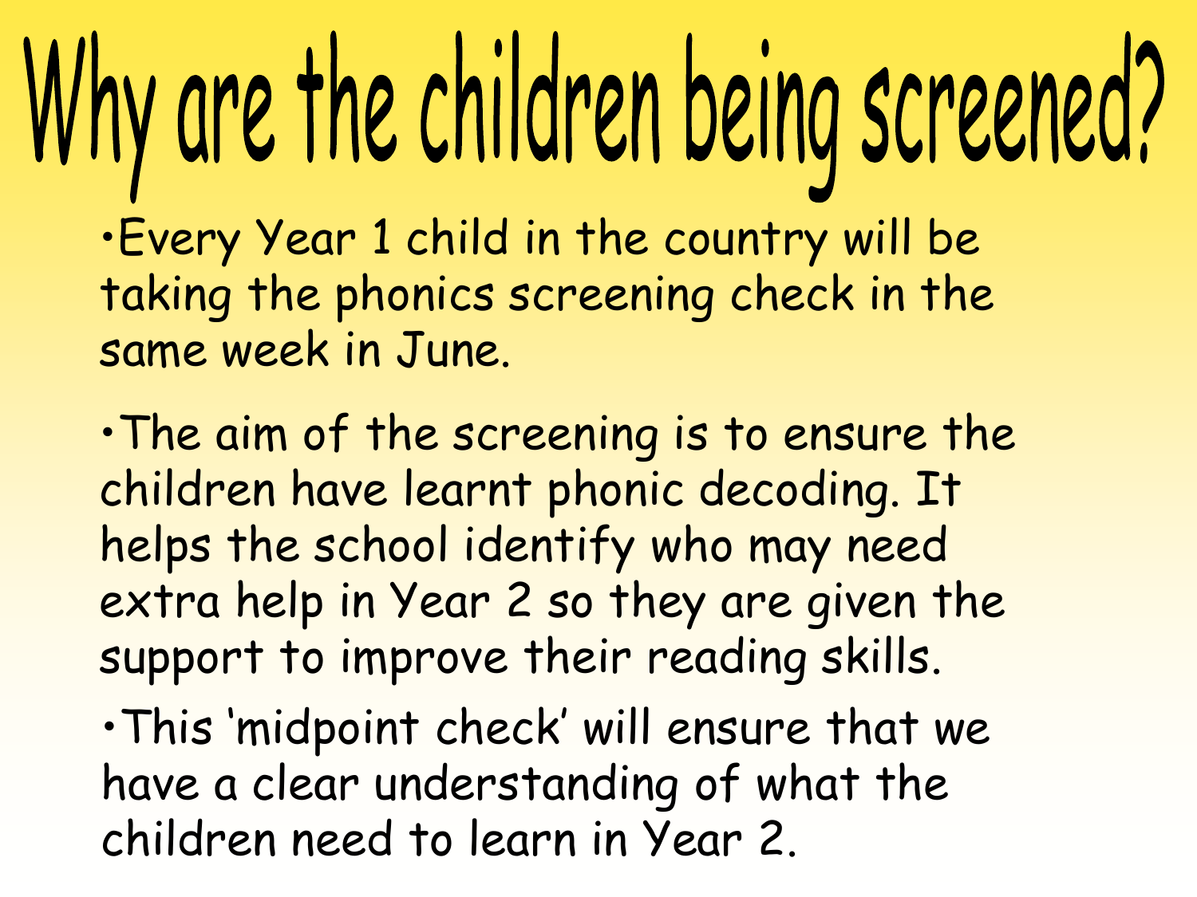# Why are the children being screened?

- Every Year 1 child in the country will be taking the phonics screening check in the same week in June.
- The aim of the screening is to ensure the children have learnt phonic decoding. It helps the school identify who may need extra help in Year 2 so they are given the support to improve their reading skills.
- This 'midpoint check' will ensure that we have a clear understanding of what the children need to learn in Year 2.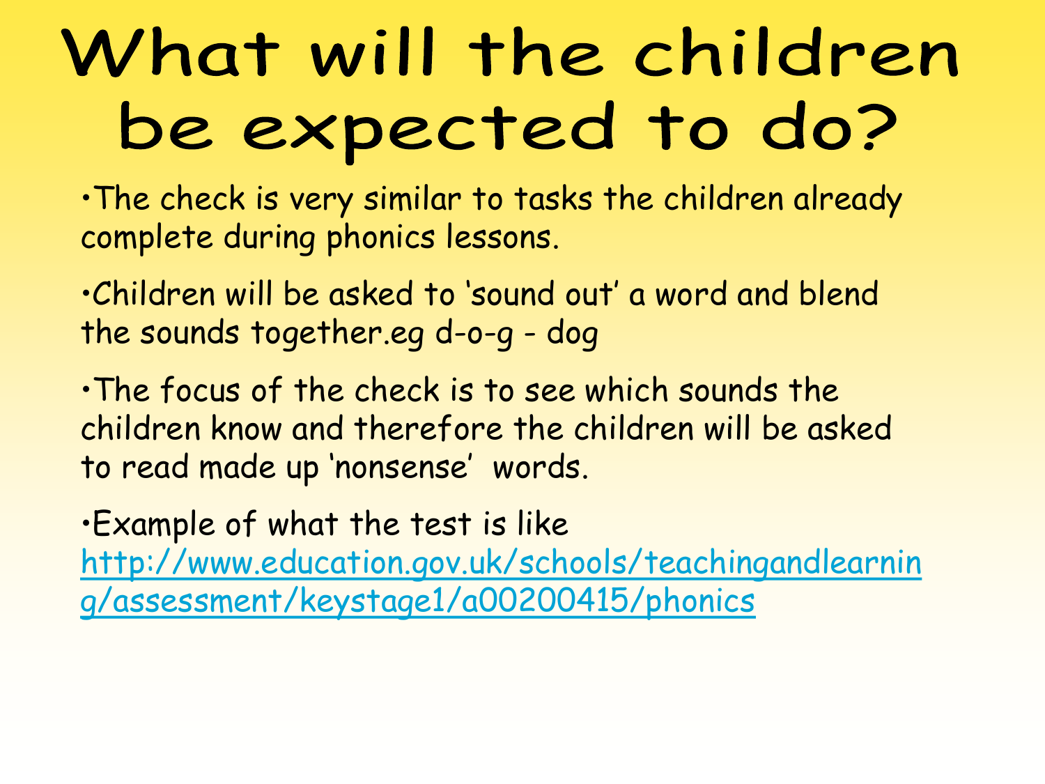# What will the children be expected to do?

- The check is very similar to tasks the children already complete during phonics lessons.
- Children will be asked to 'sound out' a word and blend the sounds together.eg d-o-g - dog
- The focus of the check is to see which sounds the children know and therefore the children will be asked to read made up 'nonsense' words.
- Example of what the test is like http://www.education.gov.uk/schools/teachingandlearning/assessment/keystage1/a00200415/phonics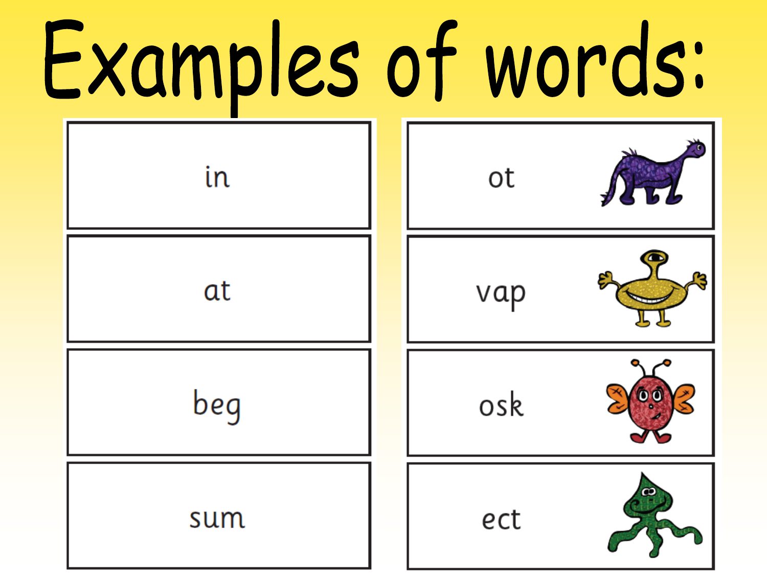# Examples of words:

| | |
|---|---|
| in | ot |
| at | vap |
| beg | osk |
| sum | ect |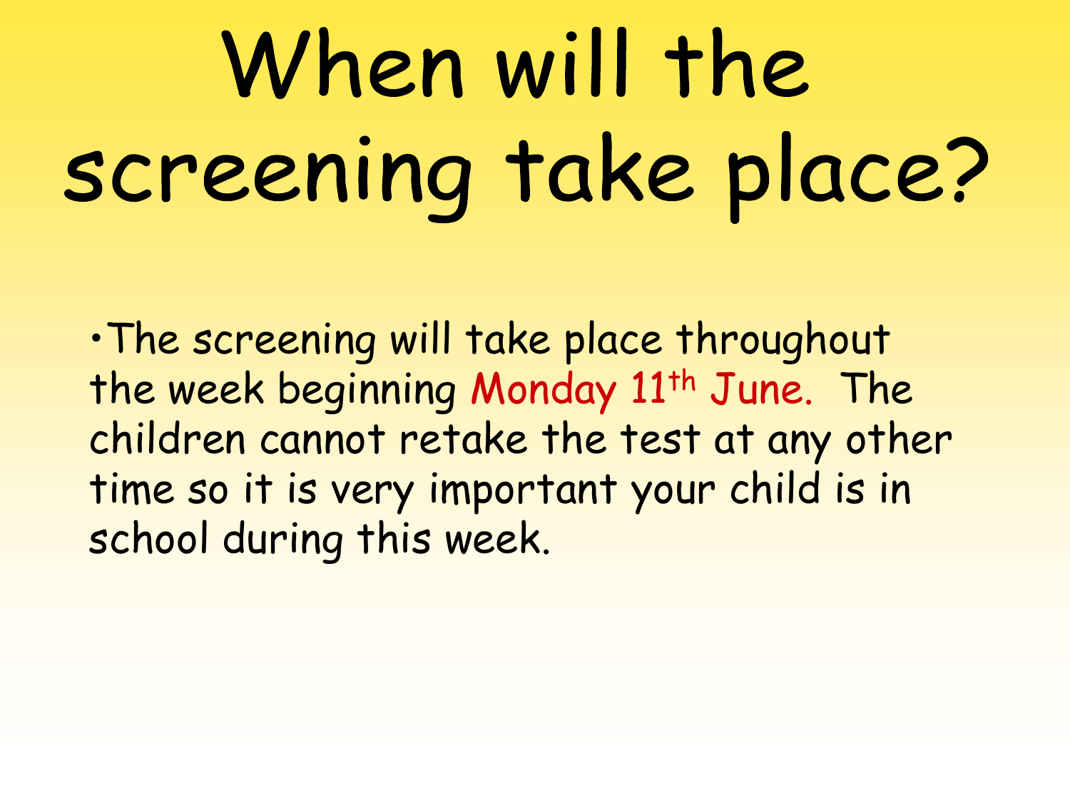# When will the screening take place?

- The screening will take place throughout the week beginning Monday 11th June. The children cannot retake the test at any other time so it is very important your child is in school during this week.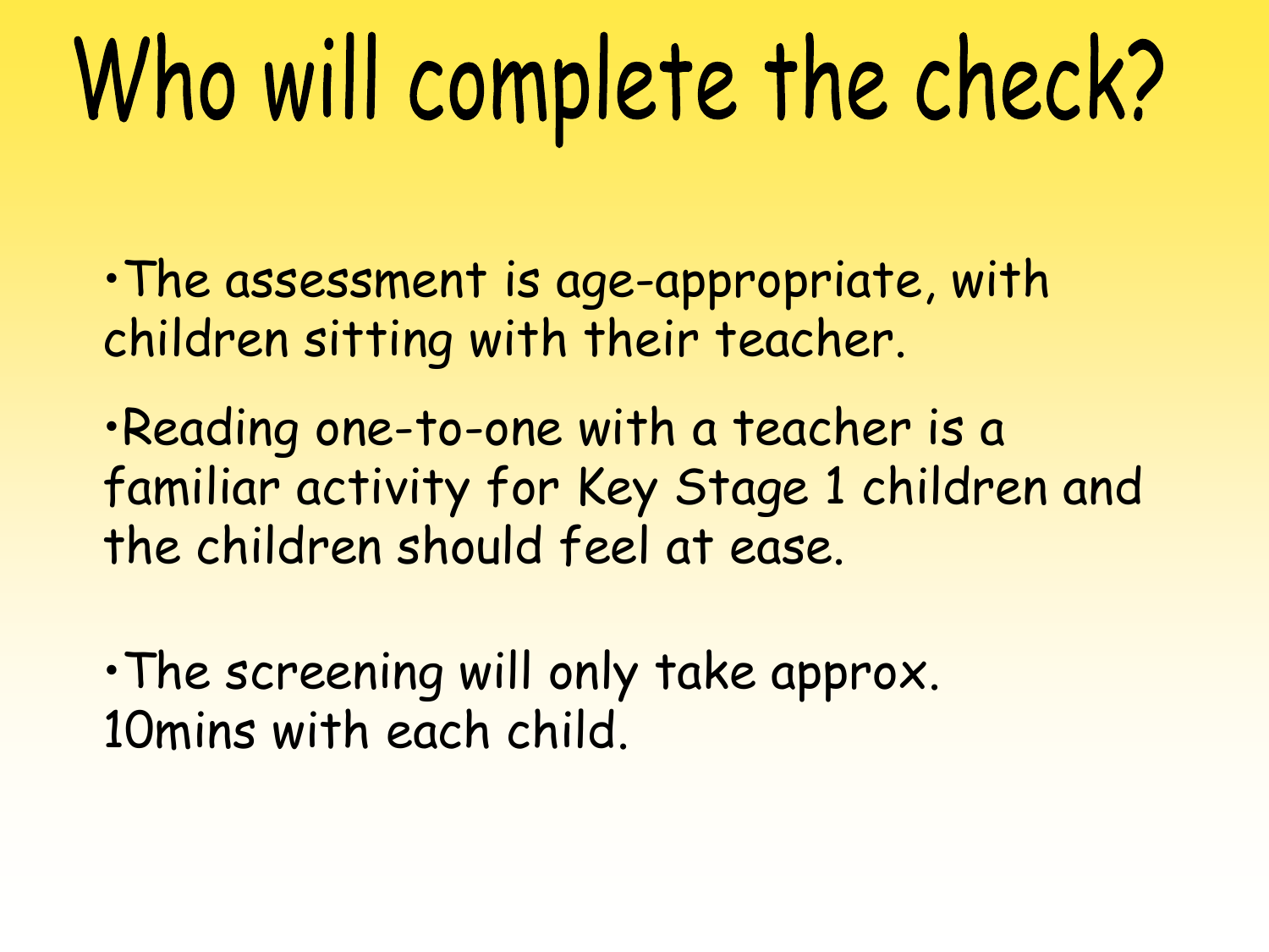# Who will complete the check?

- The assessment is age-appropriate, with children sitting with their teacher.
- Reading one-to-one with a teacher is a familiar activity for Key Stage 1 children and the children should feel at ease.
- The screening will only take approx. 10mins with each child.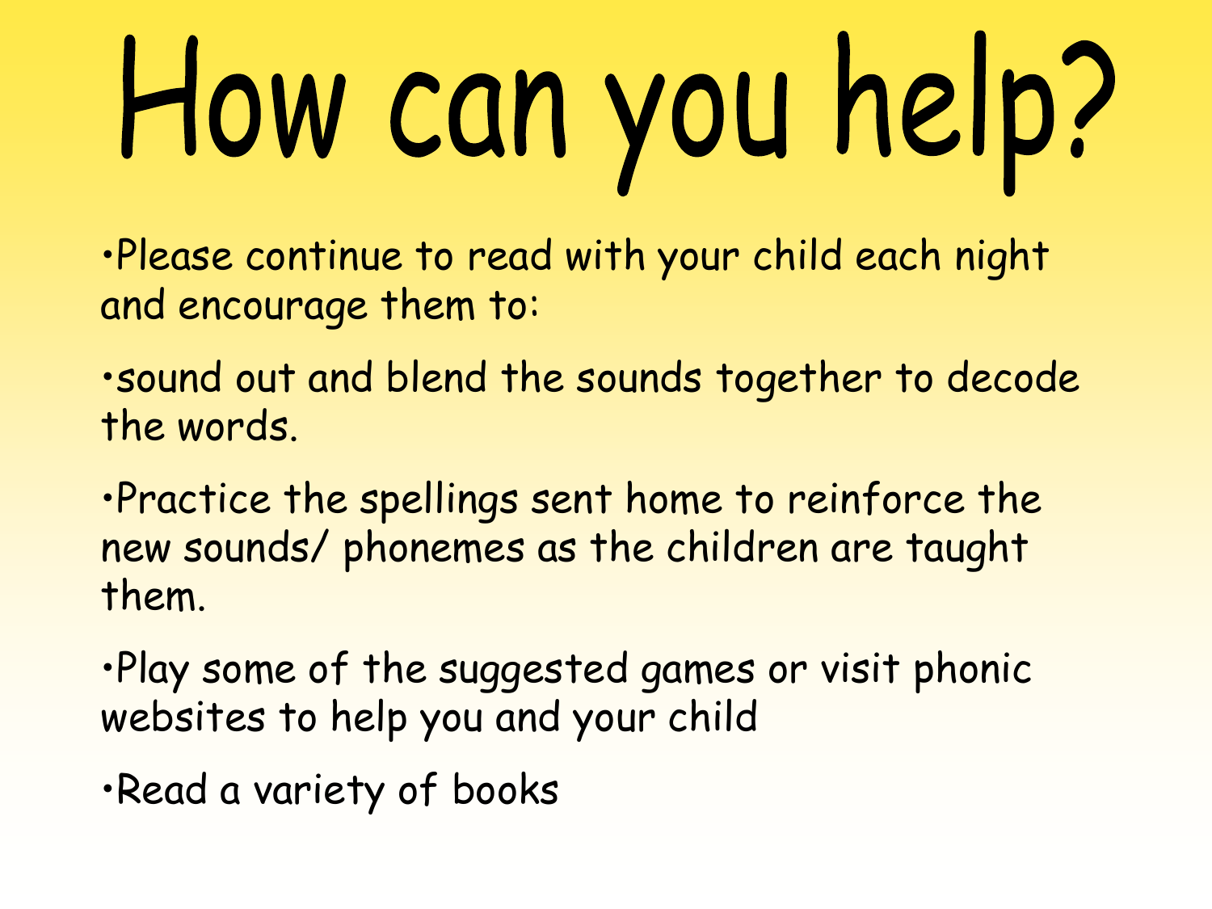# How can you help?

- Please continue to read with your child each night and encourage them to:
- sound out and blend the sounds together to decode the words.
- Practice the spellings sent home to reinforce the new sounds/ phonemes as the children are taught them.
- Play some of the suggested games or visit phonic websites to help you and your child
- Read a variety of books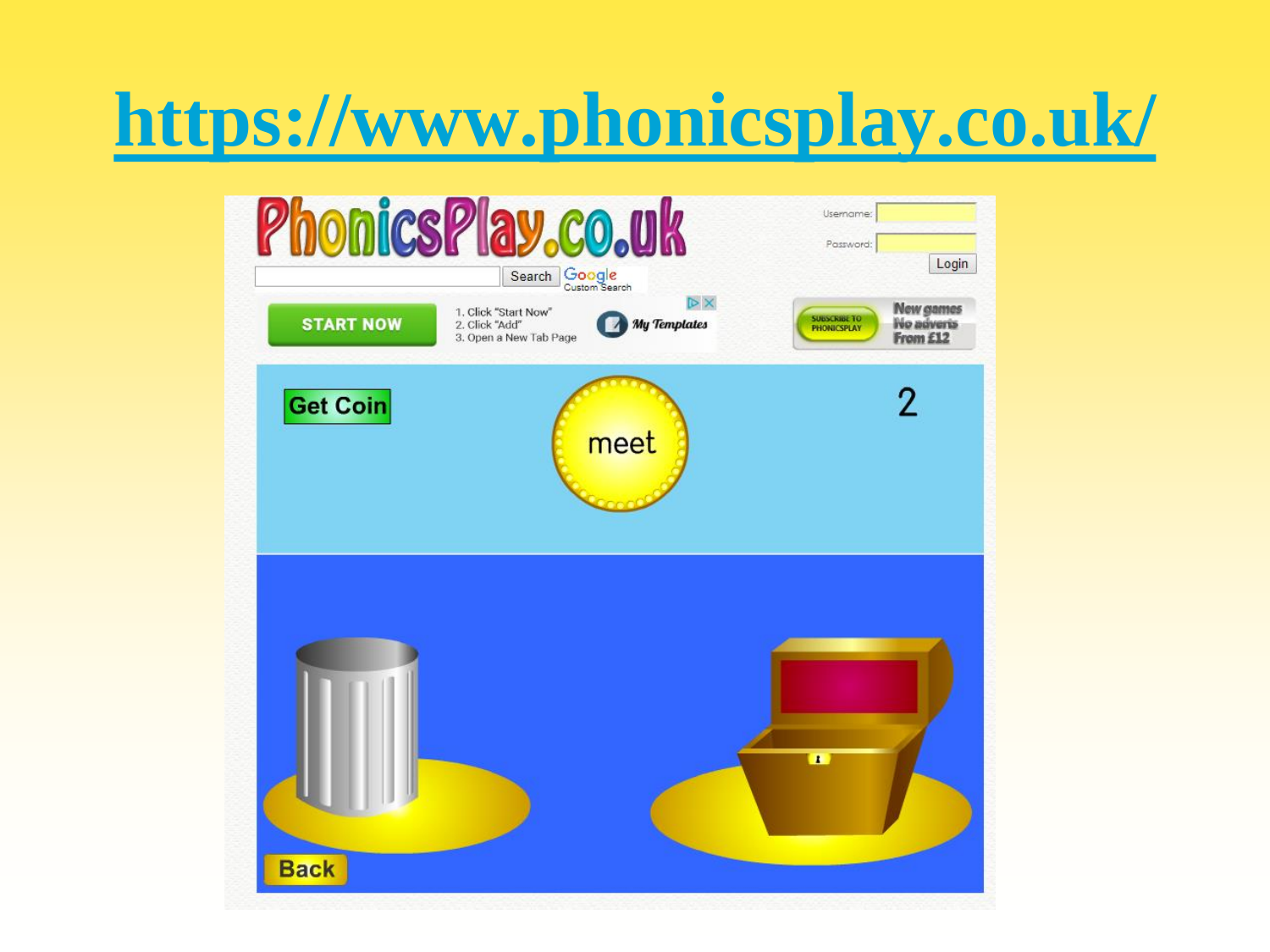# https://www.phonicsplay.co.uk/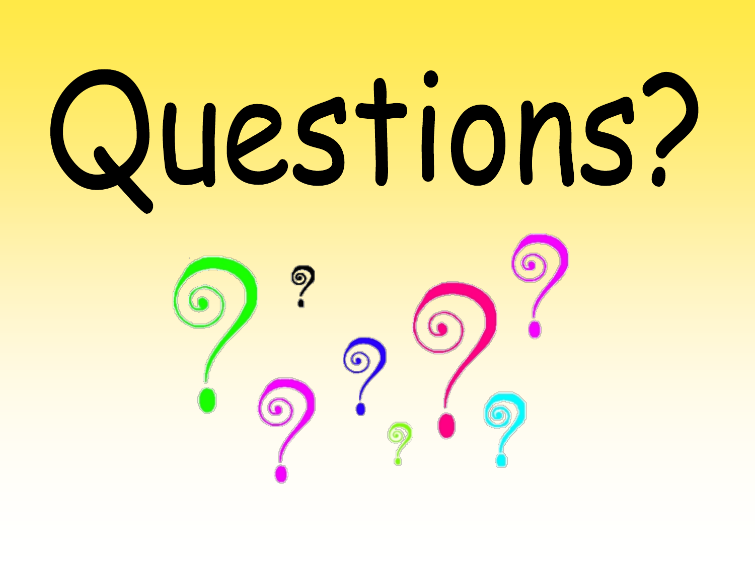# Questions?